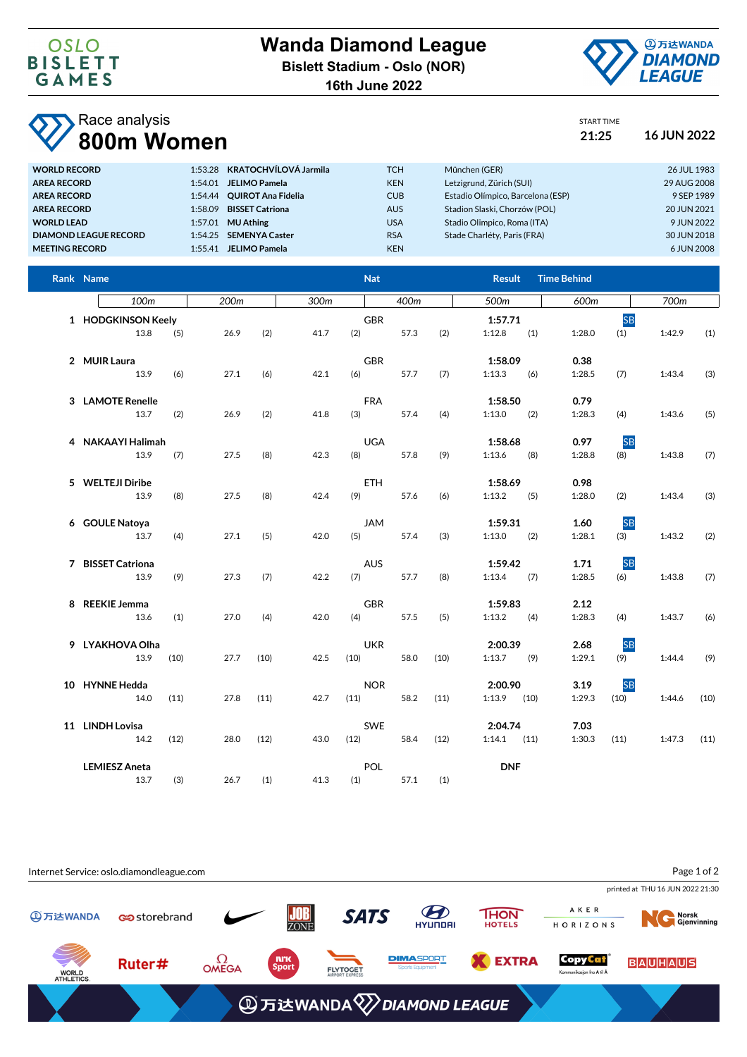# Wanda Diamond League

**Bislett Stadium - Oslo (NOR)**

**16th June 2022**

## Race analysis

# 800m Women

START TIME **21:25** **16 JUN 2022**

| | | | | | | |
|---|---|---|---|---|---|---|
| **WORLD RECORD** | 1:53.28 | **KRATOCHVÍLOVÁ Jarmila** | TCH | München (GER) | 26 JUL 1983 |
| **AREA RECORD** | 1:54.01 | **JELIMO Pamela** | KEN | Letzigrund, Zürich (SUI) | 29 AUG 2008 |
| **AREA RECORD** | 1:54.44 | **QUIROT Ana Fidelia** | CUB | Estadio Olímpico, Barcelona (ESP) | 9 SEP 1989 |
| **AREA RECORD** | 1:58.09 | **BISSET Catriona** | AUS | Stadion Slaski, Chorzów (POL) | 20 JUN 2021 |
| **WORLD LEAD** | 1:57.01 | **MU Athing** | USA | Stadio Olimpico, Roma (ITA) | 9 JUN 2022 |
| **DIAMOND LEAGUE RECORD** | 1:54.25 | **SEMENYA Caster** | RSA | Stade Charléty, Paris (FRA) | 30 JUN 2018 |
| **MEETING RECORD** | 1:55.41 | **JELIMO Pamela** | KEN | | 6 JUN 2008 |

| Rank | Name | Nat | Result | Time Behind | | 100m | 200m | 300m | 400m | 500m | 600m | 700m |
|---|---|---|---|---|---|---|---|---|---|---|---|---|
| 1 | **HODGKINSON Keely** | GBR | **1:57.71** | | SB | 13.8 (5) | 26.9 (2) | 41.7 (2) | 57.3 (2) | 1:12.8 (1) | 1:28.0 (1) | 1:42.9 (1) |
| 2 | **MUIR Laura** | GBR | **1:58.09** | **0.38** | | 13.9 (6) | 27.1 (6) | 42.1 (6) | 57.7 (7) | 1:13.3 (6) | 1:28.5 (7) | 1:43.4 (3) |
| 3 | **LAMOTE Renelle** | FRA | **1:58.50** | **0.79** | | 13.7 (2) | 26.9 (2) | 41.8 (3) | 57.4 (4) | 1:13.0 (2) | 1:28.3 (4) | 1:43.6 (5) |
| 4 | **NAKAAYI Halimah** | UGA | **1:58.68** | **0.97** | SB | 13.9 (7) | 27.5 (8) | 42.3 (8) | 57.8 (9) | 1:13.6 (8) | 1:28.8 (8) | 1:43.8 (7) |
| 5 | **WELTEJI Diribe** | ETH | **1:58.69** | **0.98** | | 13.9 (8) | 27.5 (8) | 42.4 (9) | 57.6 (6) | 1:13.2 (5) | 1:28.0 (2) | 1:43.4 (3) |
| 6 | **GOULE Natoya** | JAM | **1:59.31** | **1.60** | SB | 13.7 (4) | 27.1 (5) | 42.0 (5) | 57.4 (3) | 1:13.0 (2) | 1:28.1 (3) | 1:43.2 (2) |
| 7 | **BISSET Catriona** | AUS | **1:59.42** | **1.71** | SB | 13.9 (9) | 27.3 (7) | 42.2 (7) | 57.7 (8) | 1:13.4 (7) | 1:28.5 (6) | 1:43.8 (7) |
| 8 | **REEKIE Jemma** | GBR | **1:59.83** | **2.12** | | 13.6 (1) | 27.0 (4) | 42.0 (4) | 57.5 (5) | 1:13.2 (4) | 1:28.3 (4) | 1:43.7 (6) |
| 9 | **LYAKHOVA Olha** | UKR | **2:00.39** | **2.68** | SB | 13.9 (10) | 27.7 (10) | 42.5 (10) | 58.0 (10) | 1:13.7 (9) | 1:29.1 (9) | 1:44.4 (9) |
| 10 | **HYNNE Hedda** | NOR | **2:00.90** | **3.19** | SB | 14.0 (11) | 27.8 (11) | 42.7 (11) | 58.2 (11) | 1:13.9 (10) | 1:29.3 (10) | 1:44.6 (10) |
| 11 | **LINDH Lovisa** | SWE | **2:04.74** | **7.03** | | 14.2 (12) | 28.0 (12) | 43.0 (12) | 58.4 (12) | 1:14.1 (11) | 1:30.3 (11) | 1:47.3 (11) |
| | **LEMIESZ Aneta** | POL | **DNF** | | | 13.7 (3) | 26.7 (1) | 41.3 (1) | 57.1 (1) | | | |

Internet Service: oslo.diamondleague.com

printed at THU 16 JUN 2022 21:30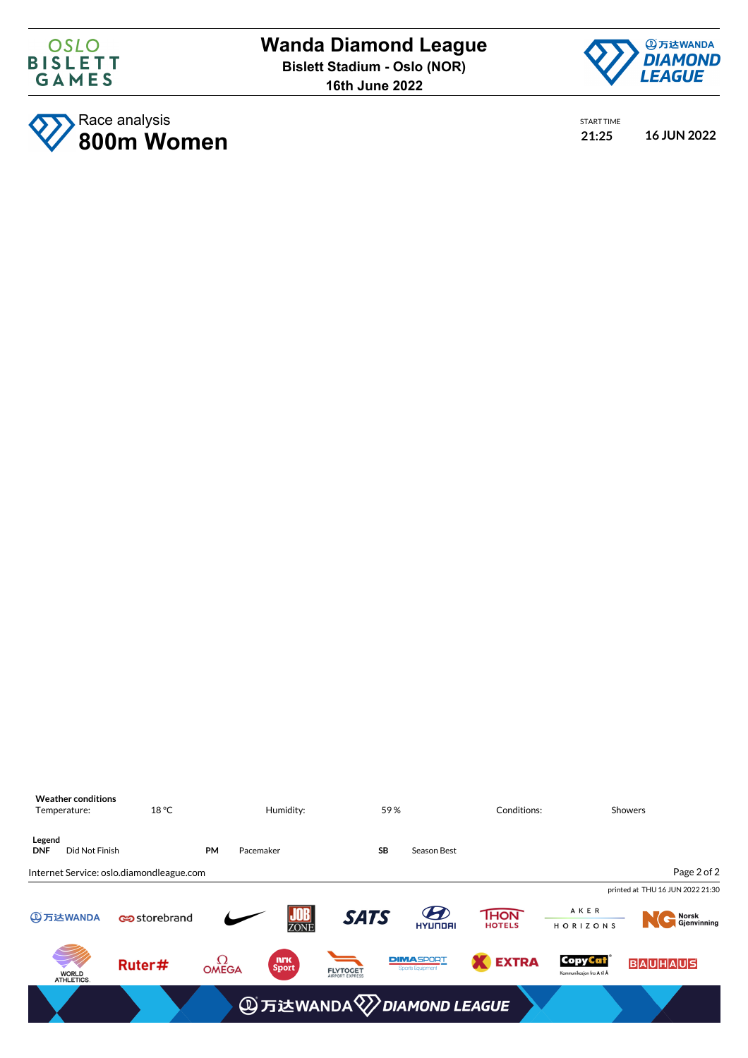# Race analysis
# 800m Women

START TIME
**21:25** **16 JUN 2022**

**Weather conditions**

| | | | | | |
|---|---|---|---|---|---|
| Temperature: | 18 °C | Humidity: | 59 % | Conditions: | Showers |

**Legend**

| | | | | | |
|---|---|---|---|---|---|
| **DNF** | Did Not Finish | **PM** | Pacemaker | **SB** | Season Best |

Internet Service: oslo.diamondleague.com

printed at THU 16 JUN 2022 21:30